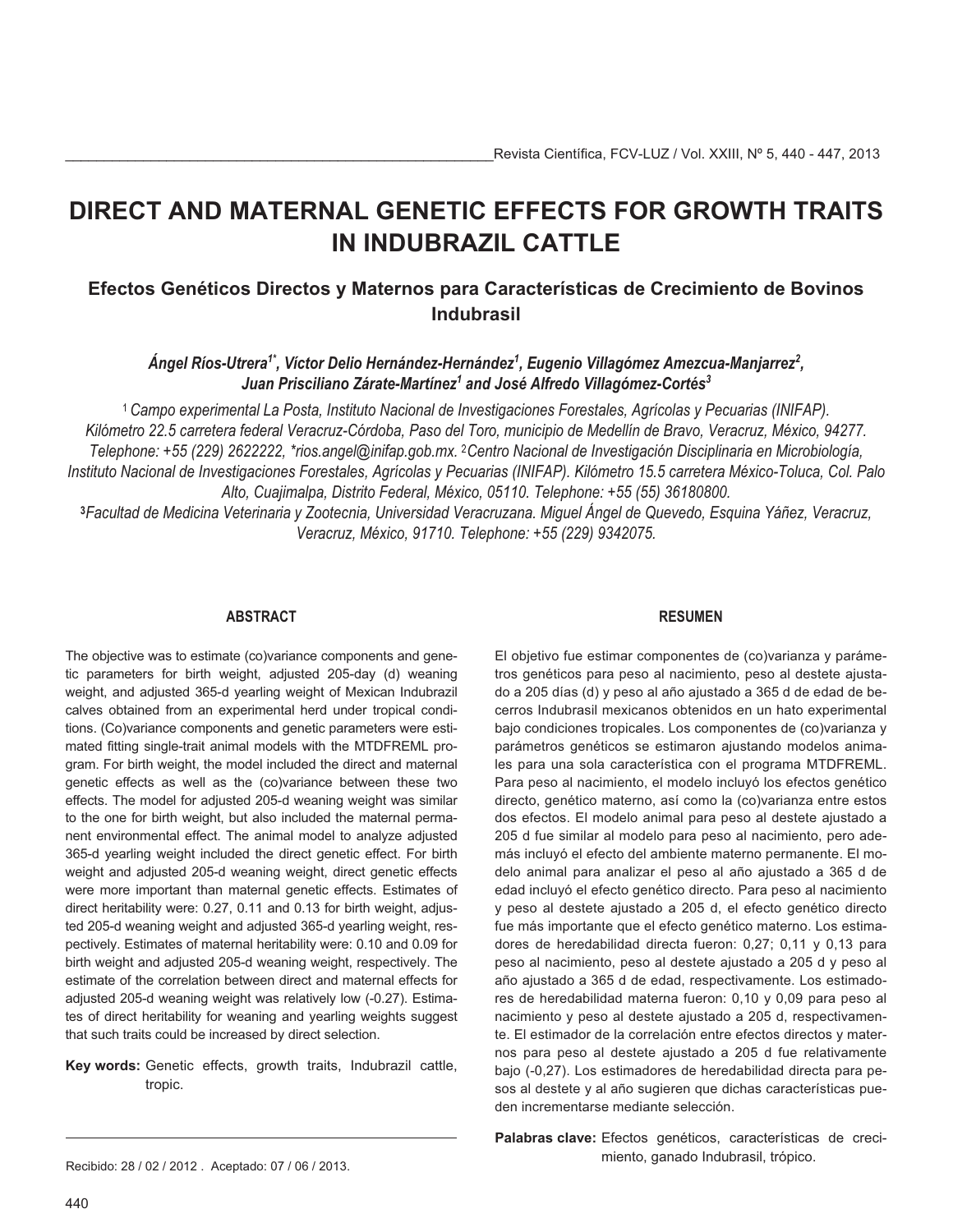# DIRECT AND MATERNAL GENETIC EFFECTS FOR GROWTH TRAITS IN INDUBRAZIL CATTLE

## Efectos Genéticos Directos y Maternos para Características de Crecimiento de Bovinos Indubrasil

***Ángel Ríos-Utrera[1*], Víctor Delio Hernández-Hernández[1], Eugenio Villagómez Amezcua-Manjarrez[2], Juan Prisciliano Zárate-Martínez[1] and José Alfredo Villagómez-Cortés[3]***

[1] *Campo experimental La Posta, Instituto Nacional de Investigaciones Forestales, Agrícolas y Pecuarias (INIFAP). Kilómetro 22.5 carretera federal Veracruz-Córdoba, Paso del Toro, municipio de Medellín de Bravo, Veracruz, México, 94277. Telephone: +55 (229) 2622222, \*rios.angel@inifap.gob.mx.* [2] *Centro Nacional de Investigación Disciplinaria en Microbiología, Instituto Nacional de Investigaciones Forestales, Agrícolas y Pecuarias (INIFAP). Kilómetro 15.5 carretera México-Toluca, Col. Palo Alto, Cuajimalpa, Distrito Federal, México, 05110. Telephone: +55 (55) 36180800.*
[3] *Facultad de Medicina Veterinaria y Zootecnia, Universidad Veracruzana. Miguel Ángel de Quevedo, Esquina Yáñez, Veracruz, Veracruz, México, 91710. Telephone: +55 (229) 9342075.*

### ABSTRACT

The objective was to estimate (co)variance components and genetic parameters for birth weight, adjusted 205-day (d) weaning weight, and adjusted 365-d yearling weight of Mexican Indubrazil calves obtained from an experimental herd under tropical conditions. (Co)variance components and genetic parameters were estimated fitting single-trait animal models with the MTDFREML program. For birth weight, the model included the direct and maternal genetic effects as well as the (co)variance between these two effects. The model for adjusted 205-d weaning weight was similar to the one for birth weight, but also included the maternal permanent environmental effect. The animal model to analyze adjusted 365-d yearling weight included the direct genetic effect. For birth weight and adjusted 205-d weaning weight, direct genetic effects were more important than maternal genetic effects. Estimates of direct heritability were: 0.27, 0.11 and 0.13 for birth weight, adjusted 205-d weaning weight and adjusted 365-d yearling weight, respectively. Estimates of maternal heritability were: 0.10 and 0.09 for birth weight and adjusted 205-d weaning weight, respectively. The estimate of the correlation between direct and maternal effects for adjusted 205-d weaning weight was relatively low (-0.27). Estimates of direct heritability for weaning and yearling weights suggest that such traits could be increased by direct selection.

**Key words:** Genetic effects, growth traits, Indubrazil cattle, tropic.

### RESUMEN

El objetivo fue estimar componentes de (co)varianza y parámetros genéticos para peso al nacimiento, peso al destete ajustado a 205 días (d) y peso al año ajustado a 365 d de edad de becerros Indubrasil mexicanos obtenidos en un hato experimental bajo condiciones tropicales. Los componentes de (co)varianza y parámetros genéticos se estimaron ajustando modelos animales para una sola característica con el programa MTDFREML. Para peso al nacimiento, el modelo incluyó los efectos genético directo, genético materno, así como la (co)varianza entre estos dos efectos. El modelo animal para peso al destete ajustado a 205 d fue similar al modelo para peso al nacimiento, pero además incluyó el efecto del ambiente materno permanente. El modelo animal para analizar el peso al año ajustado a 365 d de edad incluyó el efecto genético directo. Para peso al nacimiento y peso al destete ajustado a 205 d, el efecto genético directo fue más importante que el efecto genético materno. Los estimadores de heredabilidad directa fueron: 0,27; 0,11 y 0,13 para peso al nacimiento, peso al destete ajustado a 205 d y peso al año ajustado a 365 d de edad, respectivamente. Los estimadores de heredabilidad materna fueron: 0,10 y 0,09 para peso al nacimiento y peso al destete ajustado a 205 d, respectivamente. El estimador de la correlación entre efectos directos y maternos para peso al destete ajustado a 205 d fue relativamente bajo (-0,27). Los estimadores de heredabilidad directa para pesos al destete y al año sugieren que dichas características pueden incrementarse mediante selección.

**Palabras clave:** Efectos genéticos, características de crecimiento, ganado Indubrasil, trópico.

Recibido: 28 / 02 / 2012 . Aceptado: 07 / 06 / 2013.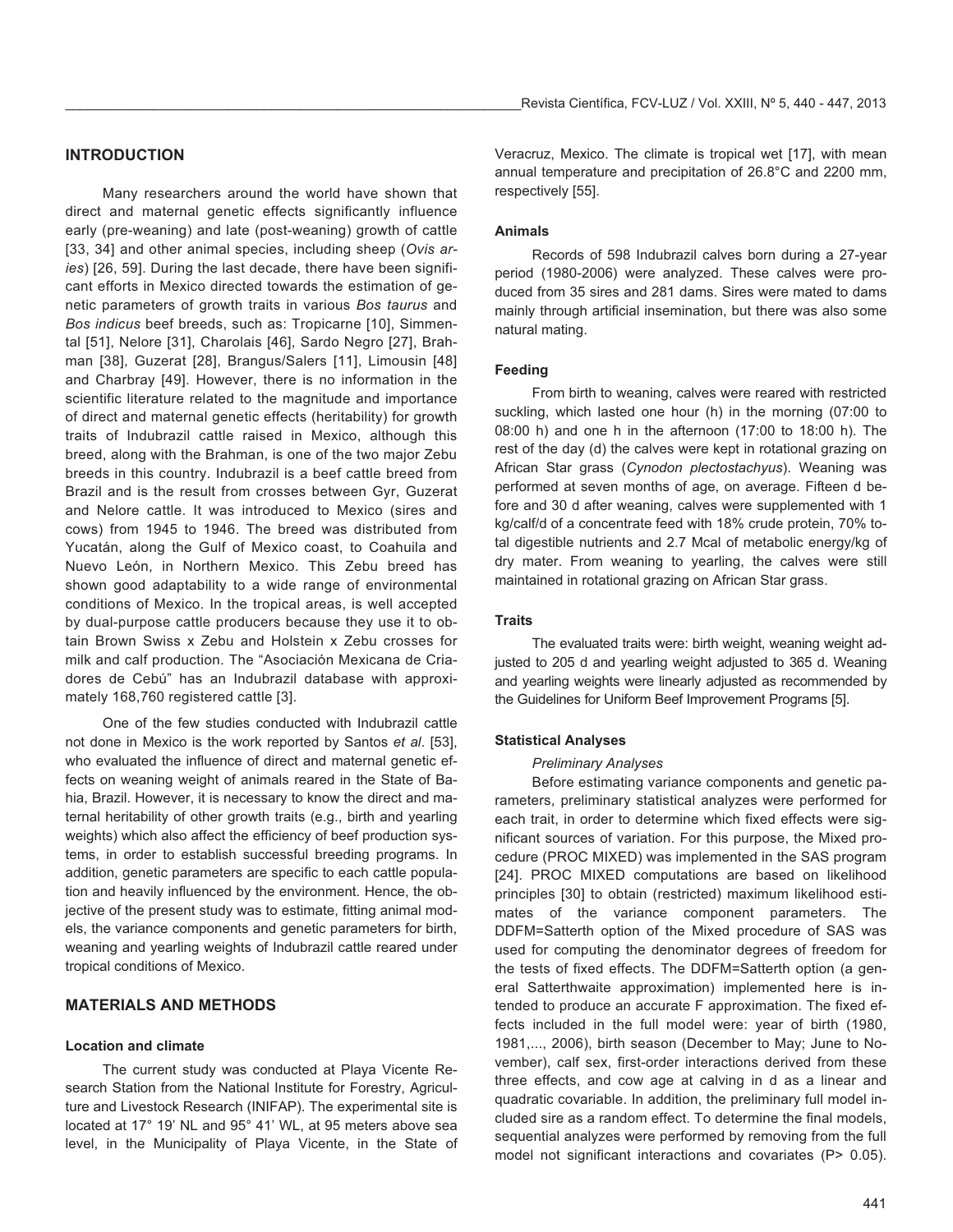## INTRODUCTION

Many researchers around the world have shown that direct and maternal genetic effects significantly influence early (pre-weaning) and late (post-weaning) growth of cattle [33, 34] and other animal species, including sheep (*Ovis aries*) [26, 59]. During the last decade, there have been significant efforts in Mexico directed towards the estimation of genetic parameters of growth traits in various *Bos taurus* and *Bos indicus* beef breeds, such as: Tropicarne [10], Simmental [51], Nelore [31], Charolais [46], Sardo Negro [27], Brahman [38], Guzerat [28], Brangus/Salers [11], Limousin [48] and Charbray [49]. However, there is no information in the scientific literature related to the magnitude and importance of direct and maternal genetic effects (heritability) for growth traits of Indubrazil cattle raised in Mexico, although this breed, along with the Brahman, is one of the two major Zebu breeds in this country. Indubrazil is a beef cattle breed from Brazil and is the result from crosses between Gyr, Guzerat and Nelore cattle. It was introduced to Mexico (sires and cows) from 1945 to 1946. The breed was distributed from Yucatán, along the Gulf of Mexico coast, to Coahuila and Nuevo León, in Northern Mexico. This Zebu breed has shown good adaptability to a wide range of environmental conditions of Mexico. In the tropical areas, is well accepted by dual-purpose cattle producers because they use it to obtain Brown Swiss x Zebu and Holstein x Zebu crosses for milk and calf production. The "Asociación Mexicana de Criadores de Cebú" has an Indubrazil database with approximately 168,760 registered cattle [3].

One of the few studies conducted with Indubrazil cattle not done in Mexico is the work reported by Santos *et al*. [53], who evaluated the influence of direct and maternal genetic effects on weaning weight of animals reared in the State of Bahia, Brazil. However, it is necessary to know the direct and maternal heritability of other growth traits (e.g., birth and yearling weights) which also affect the efficiency of beef production systems, in order to establish successful breeding programs. In addition, genetic parameters are specific to each cattle population and heavily influenced by the environment. Hence, the objective of the present study was to estimate, fitting animal models, the variance components and genetic parameters for birth, weaning and yearling weights of Indubrazil cattle reared under tropical conditions of Mexico.

## MATERIALS AND METHODS

### Location and climate

The current study was conducted at Playa Vicente Research Station from the National Institute for Forestry, Agriculture and Livestock Research (INIFAP). The experimental site is located at 17° 19' NL and 95° 41' WL, at 95 meters above sea level, in the Municipality of Playa Vicente, in the State of Veracruz, Mexico. The climate is tropical wet [17], with mean annual temperature and precipitation of 26.8°C and 2200 mm, respectively [55].

### Animals

Records of 598 Indubrazil calves born during a 27-year period (1980-2006) were analyzed. These calves were produced from 35 sires and 281 dams. Sires were mated to dams mainly through artificial insemination, but there was also some natural mating.

### Feeding

From birth to weaning, calves were reared with restricted suckling, which lasted one hour (h) in the morning (07:00 to 08:00 h) and one h in the afternoon (17:00 to 18:00 h). The rest of the day (d) the calves were kept in rotational grazing on African Star grass (*Cynodon plectostachyus*). Weaning was performed at seven months of age, on average. Fifteen d before and 30 d after weaning, calves were supplemented with 1 kg/calf/d of a concentrate feed with 18% crude protein, 70% total digestible nutrients and 2.7 Mcal of metabolic energy/kg of dry mater. From weaning to yearling, the calves were still maintained in rotational grazing on African Star grass.

### Traits

The evaluated traits were: birth weight, weaning weight adjusted to 205 d and yearling weight adjusted to 365 d. Weaning and yearling weights were linearly adjusted as recommended by the Guidelines for Uniform Beef Improvement Programs [5].

### Statistical Analyses

#### *Preliminary Analyses*

Before estimating variance components and genetic parameters, preliminary statistical analyzes were performed for each trait, in order to determine which fixed effects were significant sources of variation. For this purpose, the Mixed procedure (PROC MIXED) was implemented in the SAS program [24]. PROC MIXED computations are based on likelihood principles [30] to obtain (restricted) maximum likelihood estimates of the variance component parameters. The DDFM=Satterth option of the Mixed procedure of SAS was used for computing the denominator degrees of freedom for the tests of fixed effects. The DDFM=Satterth option (a general Satterthwaite approximation) implemented here is intended to produce an accurate F approximation. The fixed effects included in the full model were: year of birth (1980, 1981,..., 2006), birth season (December to May; June to November), calf sex, first-order interactions derived from these three effects, and cow age at calving in d as a linear and quadratic covariable. In addition, the preliminary full model included sire as a random effect. To determine the final models, sequential analyzes were performed by removing from the full model not significant interactions and covariates (P> 0.05).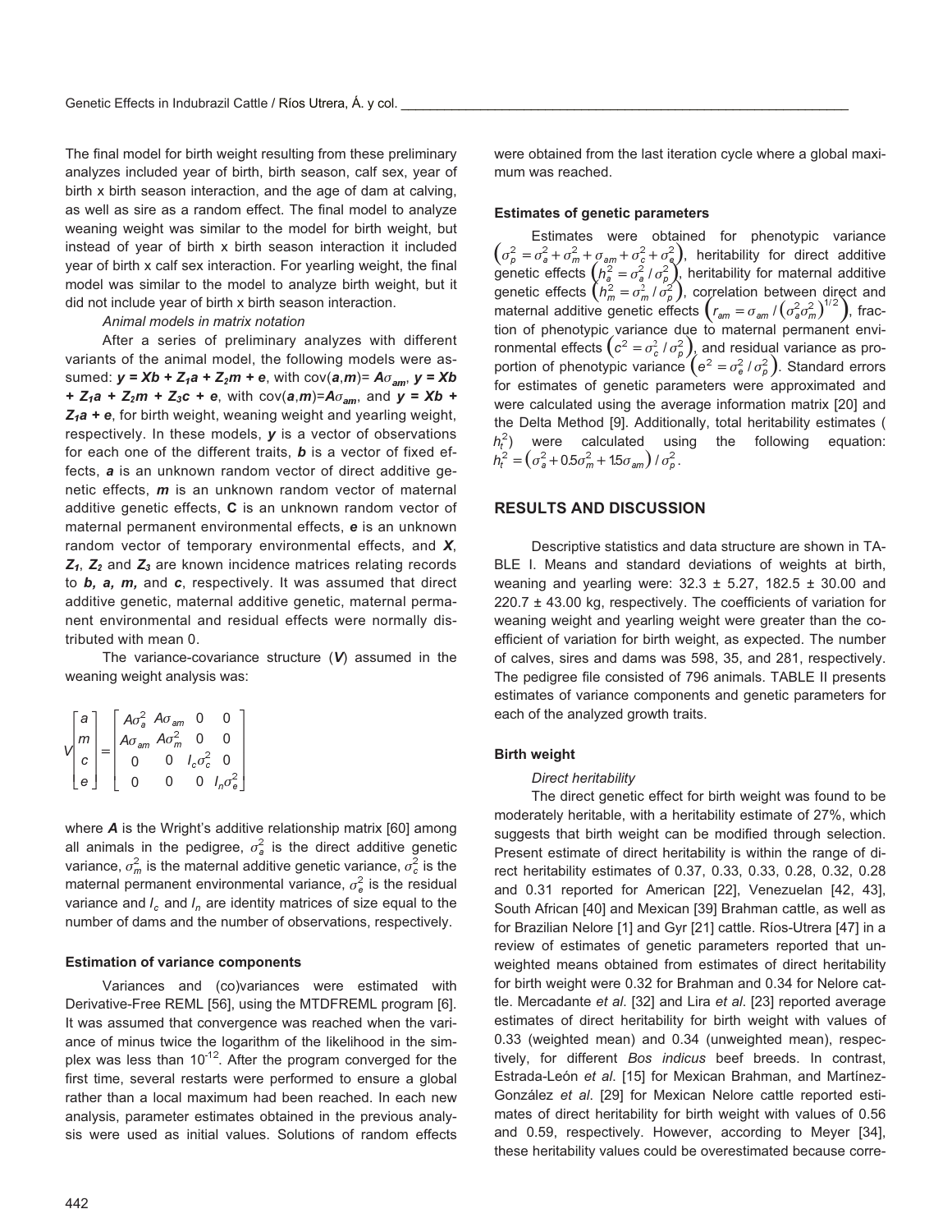The final model for birth weight resulting from these preliminary analyzes included year of birth, birth season, calf sex, year of birth x birth season interaction, and the age of dam at calving, as well as sire as a random effect. The final model to analyze weaning weight was similar to the model for birth weight, but instead of year of birth x birth season interaction it included year of birth x calf sex interaction. For yearling weight, the final model was similar to the model to analyze birth weight, but it did not include year of birth x birth season interaction.

*Animal models in matrix notation*

After a series of preliminary analyzes with different variants of the animal model, the following models were assumed: $\mathbf{y = Xb + Z_1a + Z_2m + e}$, with cov($\mathbf{a}$,$\mathbf{m}$)= $\mathbf{A}\sigma_{am}$, $\mathbf{y = Xb + Z_1a + Z_2m + Z_3c + e}$, with cov($\mathbf{a}$,$\mathbf{m}$)=$\mathbf{A}\sigma_{am}$, and $\mathbf{y = Xb + Z_1a + e}$, for birth weight, weaning weight and yearling weight, respectively. In these models, $\mathbf{y}$ is a vector of observations for each one of the different traits, $\mathbf{b}$ is a vector of fixed effects, $\mathbf{a}$ is an unknown random vector of direct additive genetic effects, $\mathbf{m}$ is an unknown random vector of maternal additive genetic effects, **C** is an unknown random vector of maternal permanent environmental effects, $\mathbf{e}$ is an unknown random vector of temporary environmental effects, and $\mathbf{X}$, $\mathbf{Z_1}$, $\mathbf{Z_2}$ and $\mathbf{Z_3}$ are known incidence matrices relating records to $\mathbf{b}$, $\mathbf{a}$, $\mathbf{m}$, and $\mathbf{c}$, respectively. It was assumed that direct additive genetic, maternal additive genetic, maternal permanent environmental and residual effects were normally distributed with mean 0.

The variance-covariance structure ($\mathbf{V}$) assumed in the weaning weight analysis was:

$$V\begin{bmatrix} a \\ m \\ c \\ e \end{bmatrix} = \begin{bmatrix} A\sigma_a^2 & A\sigma_{am} & 0 & 0 \\ A\sigma_{am} & A\sigma_m^2 & 0 & 0 \\ 0 & 0 & I_c\sigma_c^2 & 0 \\ 0 & 0 & 0 & I_n\sigma_e^2 \end{bmatrix}$$

where $\mathbf{A}$ is the Wright's additive relationship matrix [60] among all animals in the pedigree, $\sigma_a^2$ is the direct additive genetic variance, $\sigma_m^2$ is the maternal additive genetic variance, $\sigma_c^2$ is the maternal permanent environmental variance, $\sigma_e^2$ is the residual variance and $I_c$ and $I_n$ are identity matrices of size equal to the number of dams and the number of observations, respectively.

### Estimation of variance components

Variances and (co)variances were estimated with Derivative-Free REML [56], using the MTDFREML program [6]. It was assumed that convergence was reached when the variance of minus twice the logarithm of the likelihood in the simplex was less than $10^{-12}$. After the program converged for the first time, several restarts were performed to ensure a global rather than a local maximum had been reached. In each new analysis, parameter estimates obtained in the previous analysis were used as initial values. Solutions of random effects were obtained from the last iteration cycle where a global maximum was reached.

### Estimates of genetic parameters

Estimates were obtained for phenotypic variance $\left(\sigma_p^2 = \sigma_a^2 + \sigma_m^2 + \sigma_{am} + \sigma_c^2 + \sigma_e^2\right)$, heritability for direct additive genetic effects $\left(h_a^2 = \sigma_a^2 / \sigma_p^2\right)$, heritability for maternal additive genetic effects $\left(h_m^2 = \sigma_m^2 / \sigma_p^2\right)$, correlation between direct and maternal additive genetic effects $\left(r_{am} = \sigma_{am} / \left(\sigma_a^2\sigma_m^2\right)^{1/2}\right)$, fraction of phenotypic variance due to maternal permanent environmental effects $\left(c^2 = \sigma_c^2 / \sigma_p^2\right)$, and residual variance as proportion of phenotypic variance $\left(e^2 = \sigma_e^2 / \sigma_p^2\right)$. Standard errors for estimates of genetic parameters were approximated and were calculated using the average information matrix [20] and the Delta Method [9]. Additionally, total heritability estimates ($h_t^2$) were calculated using the following equation: $h_t^2 = \left(\sigma_a^2 + 0.5\sigma_m^2 + 1.5\sigma_{am}\right) / \sigma_p^2$.

## RESULTS AND DISCUSSION

Descriptive statistics and data structure are shown in TABLE I. Means and standard deviations of weights at birth, weaning and yearling were: 32.3 ± 5.27, 182.5 ± 30.00 and 220.7 ± 43.00 kg, respectively. The coefficients of variation for weaning weight and yearling weight were greater than the coefficient of variation for birth weight, as expected. The number of calves, sires and dams was 598, 35, and 281, respectively. The pedigree file consisted of 796 animals. TABLE II presents estimates of variance components and genetic parameters for each of the analyzed growth traits.

### Birth weight

*Direct heritability*

The direct genetic effect for birth weight was found to be moderately heritable, with a heritability estimate of 27%, which suggests that birth weight can be modified through selection. Present estimate of direct heritability is within the range of direct heritability estimates of 0.37, 0.33, 0.33, 0.28, 0.32, 0.28 and 0.31 reported for American [22], Venezuelan [42, 43], South African [40] and Mexican [39] Brahman cattle, as well as for Brazilian Nelore [1] and Gyr [21] cattle. Ríos-Utrera [47] in a review of estimates of genetic parameters reported that unweighted means obtained from estimates of direct heritability for birth weight were 0.32 for Brahman and 0.34 for Nelore cattle. Mercadante *et al*. [32] and Lira *et al*. [23] reported average estimates of direct heritability for birth weight with values of 0.33 (weighted mean) and 0.34 (unweighted mean), respectively, for different *Bos indicus* beef breeds. In contrast, Estrada-León *et al*. [15] for Mexican Brahman, and Martínez-González *et al*. [29] for Mexican Nelore cattle reported estimates of direct heritability for birth weight with values of 0.56 and 0.59, respectively. However, according to Meyer [34], these heritability values could be overestimated because corre-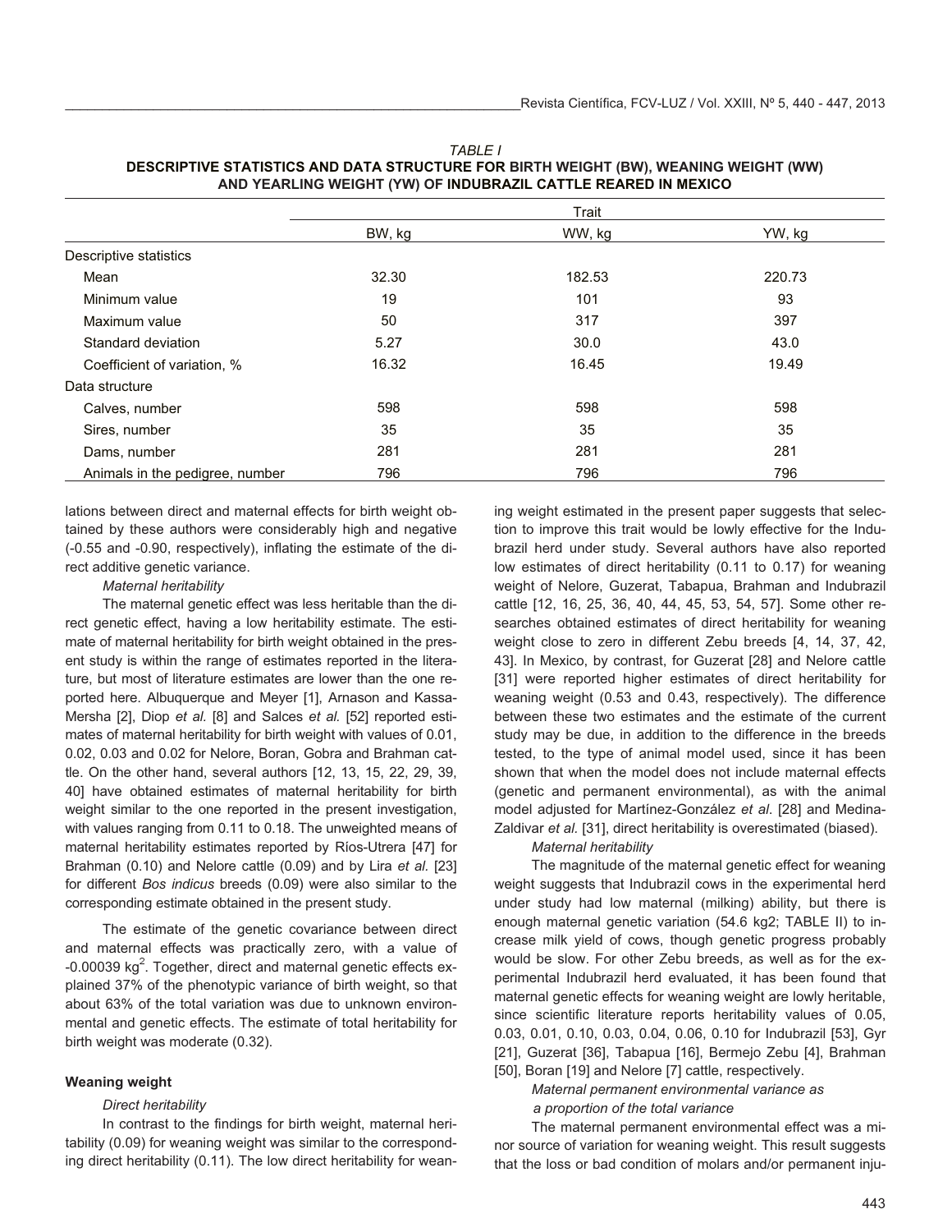TABLE I
**DESCRIPTIVE STATISTICS AND DATA STRUCTURE FOR BIRTH WEIGHT (BW), WEANING WEIGHT (WW) AND YEARLING WEIGHT (YW) OF INDUBRAZIL CATTLE REARED IN MEXICO**

| | Trait | | |
|---|---|---|---|
| | BW, kg | WW, kg | YW, kg |
| Descriptive statistics | | | |
| Mean | 32.30 | 182.53 | 220.73 |
| Minimum value | 19 | 101 | 93 |
| Maximum value | 50 | 317 | 397 |
| Standard deviation | 5.27 | 30.0 | 43.0 |
| Coefficient of variation, % | 16.32 | 16.45 | 19.49 |
| Data structure | | | |
| Calves, number | 598 | 598 | 598 |
| Sires, number | 35 | 35 | 35 |
| Dams, number | 281 | 281 | 281 |
| Animals in the pedigree, number | 796 | 796 | 796 |

lations between direct and maternal effects for birth weight obtained by these authors were considerably high and negative (-0.55 and -0.90, respectively), inflating the estimate of the direct additive genetic variance.

*Maternal heritability*

The maternal genetic effect was less heritable than the direct genetic effect, having a low heritability estimate. The estimate of maternal heritability for birth weight obtained in the present study is within the range of estimates reported in the literature, but most of literature estimates are lower than the one reported here. Albuquerque and Meyer [1], Arnason and Kassa-Mersha [2], Diop *et al.* [8] and Salces *et al.* [52] reported estimates of maternal heritability for birth weight with values of 0.01, 0.02, 0.03 and 0.02 for Nelore, Boran, Gobra and Brahman cattle. On the other hand, several authors [12, 13, 15, 22, 29, 39, 40] have obtained estimates of maternal heritability for birth weight similar to the one reported in the present investigation, with values ranging from 0.11 to 0.18. The unweighted means of maternal heritability estimates reported by Ríos-Utrera [47] for Brahman (0.10) and Nelore cattle (0.09) and by Lira *et al.* [23] for different *Bos indicus* breeds (0.09) were also similar to the corresponding estimate obtained in the present study.

The estimate of the genetic covariance between direct and maternal effects was practically zero, with a value of -0.00039 kg$^2$. Together, direct and maternal genetic effects explained 37% of the phenotypic variance of birth weight, so that about 63% of the total variation was due to unknown environmental and genetic effects. The estimate of total heritability for birth weight was moderate (0.32).

### Weaning weight

*Direct heritability*

In contrast to the findings for birth weight, maternal heritability (0.09) for weaning weight was similar to the corresponding direct heritability (0.11). The low direct heritability for weaning weight estimated in the present paper suggests that selection to improve this trait would be lowly effective for the Indubrazil herd under study. Several authors have also reported low estimates of direct heritability (0.11 to 0.17) for weaning weight of Nelore, Guzerat, Tabapua, Brahman and Indubrazil cattle [12, 16, 25, 36, 40, 44, 45, 53, 54, 57]. Some other researches obtained estimates of direct heritability for weaning weight close to zero in different Zebu breeds [4, 14, 37, 42, 43]. In Mexico, by contrast, for Guzerat [28] and Nelore cattle [31] were reported higher estimates of direct heritability for weaning weight (0.53 and 0.43, respectively). The difference between these two estimates and the estimate of the current study may be due, in addition to the difference in the breeds tested, to the type of animal model used, since it has been shown that when the model does not include maternal effects (genetic and permanent environmental), as with the animal model adjusted for Martínez-González *et al.* [28] and Medina-Zaldivar *et al.* [31], direct heritability is overestimated (biased).

*Maternal heritability*

The magnitude of the maternal genetic effect for weaning weight suggests that Indubrazil cows in the experimental herd under study had low maternal (milking) ability, but there is enough maternal genetic variation (54.6 kg2; TABLE II) to increase milk yield of cows, though genetic progress probably would be slow. For other Zebu breeds, as well as for the experimental Indubrazil herd evaluated, it has been found that maternal genetic effects for weaning weight are lowly heritable, since scientific literature reports heritability values of 0.05, 0.03, 0.01, 0.10, 0.03, 0.04, 0.06, 0.10 for Indubrazil [53], Gyr [21], Guzerat [36], Tabapua [16], Bermejo Zebu [4], Brahman [50], Boran [19] and Nelore [7] cattle, respectively.

*Maternal permanent environmental variance as a proportion of the total variance*

The maternal permanent environmental effect was a minor source of variation for weaning weight. This result suggests that the loss or bad condition of molars and/or permanent inju-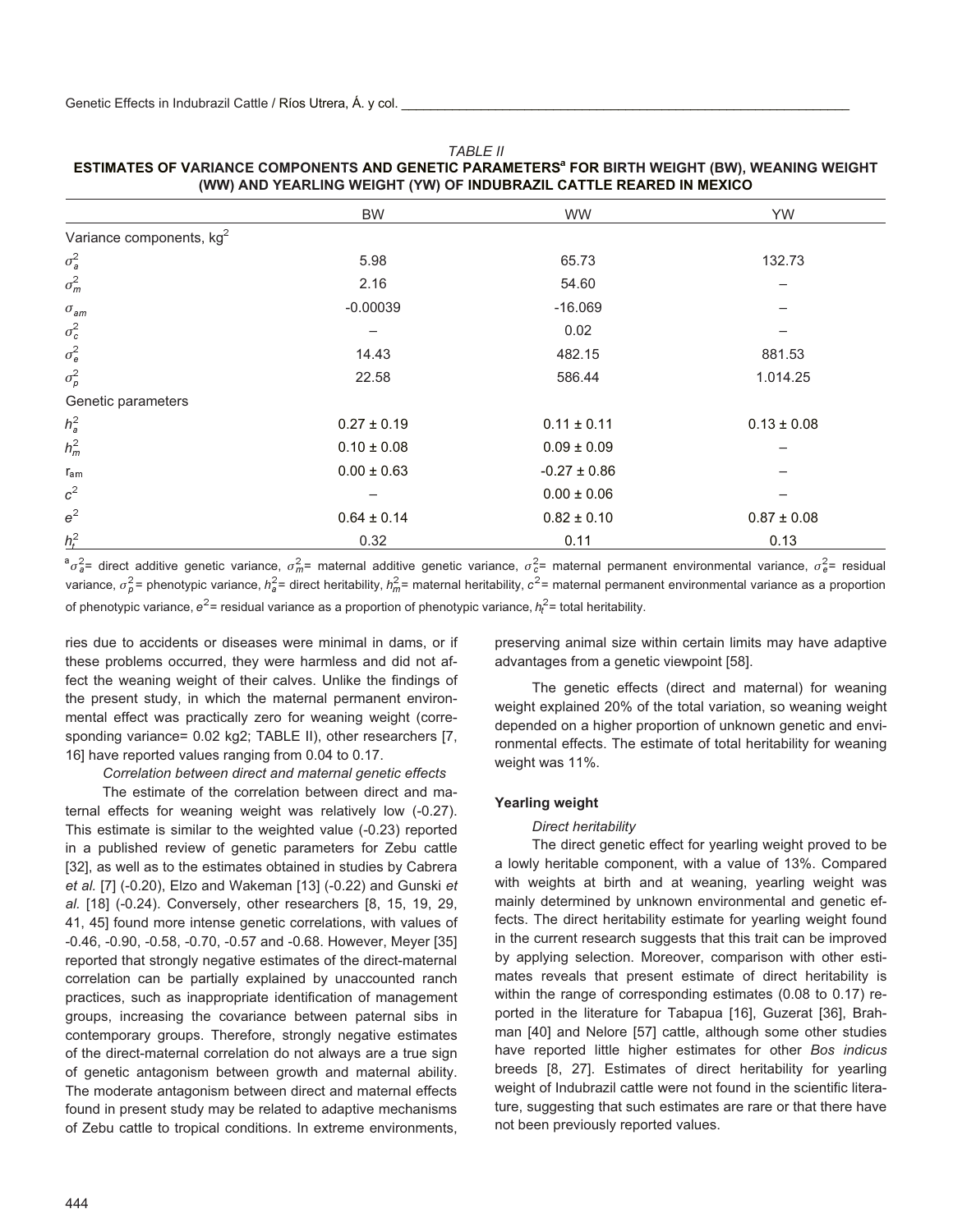*TABLE II*
**ESTIMATES OF VARIANCE COMPONENTS AND GENETIC PARAMETERS[a] FOR BIRTH WEIGHT (BW), WEANING WEIGHT (WW) AND YEARLING WEIGHT (YW) OF INDUBRAZIL CATTLE REARED IN MEXICO**

| | BW | WW | YW |
|---|---|---|---|
| Variance components, kg$^2$ | | | |
| $\sigma^2_a$ | 5.98 | 65.73 | 132.73 |
| $\sigma^2_m$ | 2.16 | 54.60 | – |
| $\sigma_{am}$ | -0.00039 | -16.069 | – |
| $\sigma^2_c$ | – | 0.02 | – |
| $\sigma^2_e$ | 14.43 | 482.15 | 881.53 |
| $\sigma^2_p$ | 22.58 | 586.44 | 1.014.25 |
| Genetic parameters | | | |
| $h^2_a$ | 0.27 ± 0.19 | 0.11 ± 0.11 | 0.13 ± 0.08 |
| $h^2_m$ | 0.10 ± 0.08 | 0.09 ± 0.09 | – |
| $r_{am}$ | 0.00 ± 0.63 | -0.27 ± 0.86 | – |
| $c^2$ | – | 0.00 ± 0.06 | – |
| $e^2$ | 0.64 ± 0.14 | 0.82 ± 0.10 | 0.87 ± 0.08 |
| $h^2_t$ | 0.32 | 0.11 | 0.13 |

[a] $\sigma^2_a$= direct additive genetic variance, $\sigma^2_m$= maternal additive genetic variance, $\sigma^2_c$= maternal permanent environmental variance, $\sigma^2_e$= residual variance, $\sigma^2_p$= phenotypic variance, $h^2_a$= direct heritability, $h^2_m$= maternal heritability, $c^2$= maternal permanent environmental variance as a proportion of phenotypic variance, $e^2$= residual variance as a proportion of phenotypic variance, $h^2_t$= total heritability.

ries due to accidents or diseases were minimal in dams, or if these problems occurred, they were harmless and did not affect the weaning weight of their calves. Unlike the findings of the present study, in which the maternal permanent environmental effect was practically zero for weaning weight (corresponding variance= 0.02 kg2; TABLE II), other researchers [7, 16] have reported values ranging from 0.04 to 0.17.

*Correlation between direct and maternal genetic effects*

The estimate of the correlation between direct and maternal effects for weaning weight was relatively low (-0.27). This estimate is similar to the weighted value (-0.23) reported in a published review of genetic parameters for Zebu cattle [32], as well as to the estimates obtained in studies by Cabrera *et al.* [7] (-0.20), Elzo and Wakeman [13] (-0.22) and Gunski *et al.* [18] (-0.24). Conversely, other researchers [8, 15, 19, 29, 41, 45] found more intense genetic correlations, with values of -0.46, -0.90, -0.58, -0.70, -0.57 and -0.68. However, Meyer [35] reported that strongly negative estimates of the direct-maternal correlation can be partially explained by unaccounted ranch practices, such as inappropriate identification of management groups, increasing the covariance between paternal sibs in contemporary groups. Therefore, strongly negative estimates of the direct-maternal correlation do not always are a true sign of genetic antagonism between growth and maternal ability. The moderate antagonism between direct and maternal effects found in present study may be related to adaptive mechanisms of Zebu cattle to tropical conditions. In extreme environments, preserving animal size within certain limits may have adaptive advantages from a genetic viewpoint [58].

The genetic effects (direct and maternal) for weaning weight explained 20% of the total variation, so weaning weight depended on a higher proportion of unknown genetic and environmental effects. The estimate of total heritability for weaning weight was 11%.

#### Yearling weight

*Direct heritability*

The direct genetic effect for yearling weight proved to be a lowly heritable component, with a value of 13%. Compared with weights at birth and at weaning, yearling weight was mainly determined by unknown environmental and genetic effects. The direct heritability estimate for yearling weight found in the current research suggests that this trait can be improved by applying selection. Moreover, comparison with other estimates reveals that present estimate of direct heritability is within the range of corresponding estimates (0.08 to 0.17) reported in the literature for Tabapua [16], Guzerat [36], Brahman [40] and Nelore [57] cattle, although some other studies have reported little higher estimates for other *Bos indicus* breeds [8, 27]. Estimates of direct heritability for yearling weight of Indubrazil cattle were not found in the scientific literature, suggesting that such estimates are rare or that there have not been previously reported values.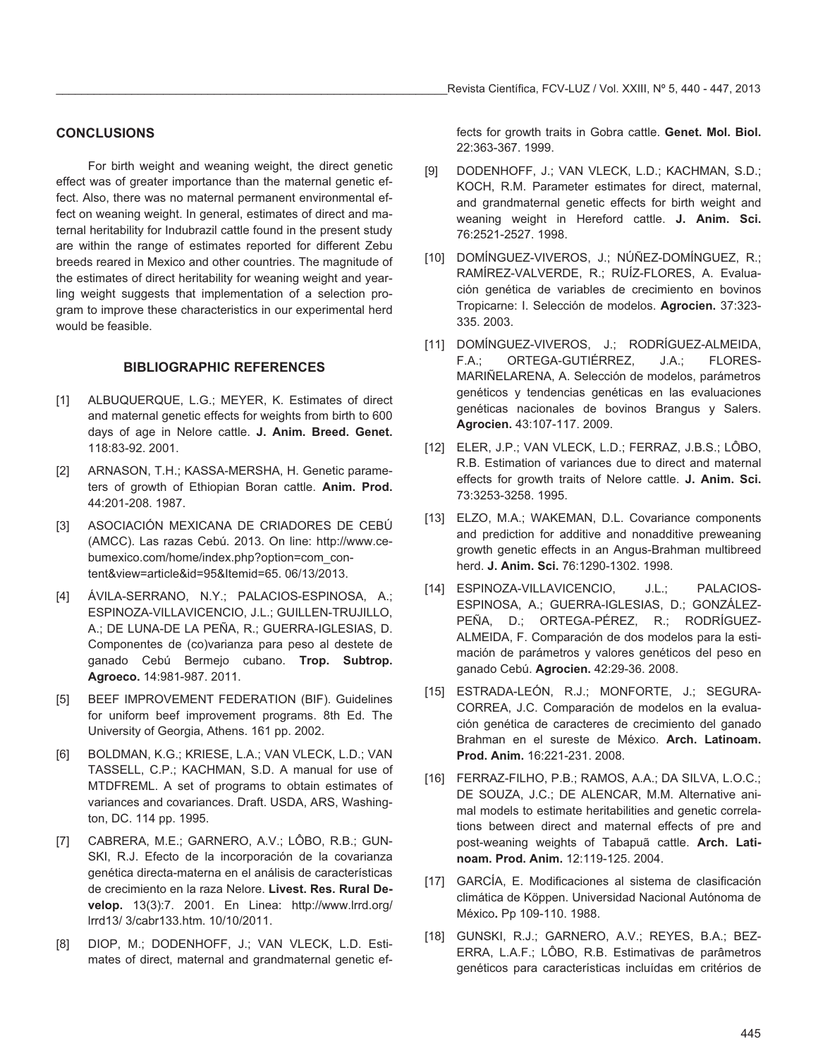## CONCLUSIONS

For birth weight and weaning weight, the direct genetic effect was of greater importance than the maternal genetic effect. Also, there was no maternal permanent environmental effect on weaning weight. In general, estimates of direct and maternal heritability for Indubrazil cattle found in the present study are within the range of estimates reported for different Zebu breeds reared in Mexico and other countries. The magnitude of the estimates of direct heritability for weaning weight and yearling weight suggests that implementation of a selection program to improve these characteristics in our experimental herd would be feasible.

## BIBLIOGRAPHIC REFERENCES

[1] ALBUQUERQUE, L.G.; MEYER, K. Estimates of direct and maternal genetic effects for weights from birth to 600 days of age in Nelore cattle. **J. Anim. Breed. Genet.** 118:83-92. 2001.

[2] ARNASON, T.H.; KASSA-MERSHA, H. Genetic parameters of growth of Ethiopian Boran cattle. **Anim. Prod.** 44:201-208. 1987.

[3] ASOCIACIÓN MEXICANA DE CRIADORES DE CEBÚ (AMCC). Las razas Cebú. 2013. On line: http://www.cebumexico.com/home/index.php?option=com_content&view=article&id=95&Itemid=65. 06/13/2013.

[4] ÁVILA-SERRANO, N.Y.; PALACIOS-ESPINOSA, A.; ESPINOZA-VILLAVICENCIO, J.L.; GUILLEN-TRUJILLO, A.; DE LUNA-DE LA PEÑA, R.; GUERRA-IGLESIAS, D. Componentes de (co)varianza para peso al destete de ganado Cebú Bermejo cubano. **Trop. Subtrop. Agroeco.** 14:981-987. 2011.

[5] BEEF IMPROVEMENT FEDERATION (BIF). Guidelines for uniform beef improvement programs. 8th Ed. The University of Georgia, Athens. 161 pp. 2002.

[6] BOLDMAN, K.G.; KRIESE, L.A.; VAN VLECK, L.D.; VAN TASSELL, C.P.; KACHMAN, S.D. A manual for use of MTDFREML. A set of programs to obtain estimates of variances and covariances. Draft. USDA, ARS, Washington, DC. 114 pp. 1995.

[7] CABRERA, M.E.; GARNERO, A.V.; LÔBO, R.B.; GUNSKI, R.J. Efecto de la incorporación de la covarianza genética directa-materna en el análisis de características de crecimiento en la raza Nelore. **Livest. Res. Rural Develop.** 13(3):7. 2001. En Linea: http://www.lrrd.org/lrrd13/ 3/cabr133.htm. 10/10/2011.

[8] DIOP, M.; DODENHOFF, J.; VAN VLECK, L.D. Estimates of direct, maternal and grandmaternal genetic effects for growth traits in Gobra cattle. **Genet. Mol. Biol.** 22:363-367. 1999.

[9] DODENHOFF, J.; VAN VLECK, L.D.; KACHMAN, S.D.; KOCH, R.M. Parameter estimates for direct, maternal, and grandmaternal genetic effects for birth weight and weaning weight in Hereford cattle. **J. Anim. Sci.** 76:2521-2527. 1998.

[10] DOMÍNGUEZ-VIVEROS, J.; NÚÑEZ-DOMÍNGUEZ, R.; RAMÍREZ-VALVERDE, R.; RUÍZ-FLORES, A. Evaluación genética de variables de crecimiento en bovinos Tropicarne: I. Selección de modelos. **Agrocien.** 37:323-335. 2003.

[11] DOMÍNGUEZ-VIVEROS, J.; RODRÍGUEZ-ALMEIDA, F.A.; ORTEGA-GUTIÉRREZ, J.A.; FLORES-MARIÑELARENA, A. Selección de modelos, parámetros genéticos y tendencias genéticas en las evaluaciones genéticas nacionales de bovinos Brangus y Salers. **Agrocien.** 43:107-117. 2009.

[12] ELER, J.P.; VAN VLECK, L.D.; FERRAZ, J.B.S.; LÔBO, R.B. Estimation of variances due to direct and maternal effects for growth traits of Nelore cattle. **J. Anim. Sci.** 73:3253-3258. 1995.

[13] ELZO, M.A.; WAKEMAN, D.L. Covariance components and prediction for additive and nonadditive preweaning growth genetic effects in an Angus-Brahman multibreed herd. **J. Anim. Sci.** 76:1290-1302. 1998.

[14] ESPINOZA-VILLAVICENCIO, J.L.; PALACIOS-ESPINOSA, A.; GUERRA-IGLESIAS, D.; GONZÁLEZ-PEÑA, D.; ORTEGA-PÉREZ, R.; RODRÍGUEZ-ALMEIDA, F. Comparación de dos modelos para la estimación de parámetros y valores genéticos del peso en ganado Cebú. **Agrocien.** 42:29-36. 2008.

[15] ESTRADA-LEÓN, R.J.; MONFORTE, J.; SEGURA-CORREA, J.C. Comparación de modelos en la evaluación genética de caracteres de crecimiento del ganado Brahman en el sureste de México. **Arch. Latinoam. Prod. Anim.** 16:221-231. 2008.

[16] FERRAZ-FILHO, P.B.; RAMOS, A.A.; DA SILVA, L.O.C.; DE SOUZA, J.C.; DE ALENCAR, M.M. Alternative animal models to estimate heritabilities and genetic correlations between direct and maternal effects of pre and post-weaning weights of Tabapuã cattle. **Arch. Latinoam. Prod. Anim.** 12:119-125. 2004.

[17] GARCÍA, E. Modificaciones al sistema de clasificación climática de Köppen. Universidad Nacional Autónoma de México**.** Pp 109-110. 1988.

[18] GUNSKI, R.J.; GARNERO, A.V.; REYES, B.A.; BEZERRA, L.A.F.; LÔBO, R.B. Estimativas de parâmetros genéticos para características incluídas em critérios de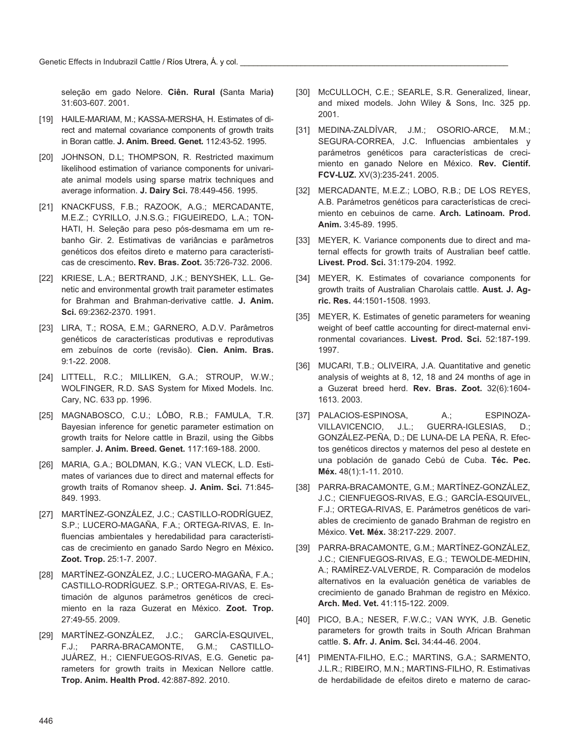seleção em gado Nelore. **Ciên. Rural (**Santa Maria**)** 31:603-607. 2001.

[19] HAILE-MARIAM, M.; KASSA-MERSHA, H. Estimates of direct and maternal covariance components of growth traits in Boran cattle. **J. Anim. Breed. Genet.** 112:43-52. 1995.

[20] JOHNSON, D.L; THOMPSON, R. Restricted maximum likelihood estimation of variance components for univariate animal models using sparse matrix techniques and average information. **J. Dairy Sci.** 78:449-456. 1995.

[21] KNACKFUSS, F.B.; RAZOOK, A.G.; MERCADANTE, M.E.Z.; CYRILLO, J.N.S.G.; FIGUEIREDO, L.A.; TONHATI, H. Seleção para peso pós-desmama em um rebanho Gir. 2. Estimativas de variâncias e parâmetros genéticos dos efeitos direto e materno para características de crescimento**. Rev. Bras. Zoot.** 35:726-732. 2006.

[22] KRIESE, L.A.; BERTRAND, J.K.; BENYSHEK, L.L. Genetic and environmental growth trait parameter estimates for Brahman and Brahman-derivative cattle. **J. Anim. Sci.** 69:2362-2370. 1991.

[23] LIRA, T.; ROSA, E.M.; GARNERO, A.D.V. Parâmetros genéticos de características produtivas e reprodutivas em zebuínos de corte (revisão). **Cien. Anim. Bras.** 9:1-22. 2008.

[24] LITTELL, R.C.; MILLIKEN, G.A.; STROUP, W.W.; WOLFINGER, R.D. SAS System for Mixed Models. Inc. Cary, NC. 633 pp. 1996.

[25] MAGNABOSCO, C.U.; LÔBO, R.B.; FAMULA, T.R. Bayesian inference for genetic parameter estimation on growth traits for Nelore cattle in Brazil, using the Gibbs sampler. **J. Anim. Breed. Genet.** 117:169-188. 2000.

[26] MARIA, G.A.; BOLDMAN, K.G.; VAN VLECK, L.D. Estimates of variances due to direct and maternal effects for growth traits of Romanov sheep. **J. Anim. Sci.** 71:845-849. 1993.

[27] MARTÍNEZ-GONZÁLEZ, J.C.; CASTILLO-RODRÍGUEZ, S.P.; LUCERO-MAGAÑA, F.A.; ORTEGA-RIVAS, E. Influencias ambientales y heredabilidad para características de crecimiento en ganado Sardo Negro en México**. Zoot. Trop.** 25:1-7. 2007.

[28] MARTÍNEZ-GONZÁLEZ, J.C.; LUCERO-MAGAÑA, F.A.; CASTILLO-RODRÍGUEZ. S.P.; ORTEGA-RIVAS, E. Estimación de algunos parámetros genéticos de crecimiento en la raza Guzerat en México. **Zoot. Trop.** 27:49-55. 2009.

[29] MARTÍNEZ-GONZÁLEZ, J.C.; GARCÍA-ESQUIVEL, F.J.; PARRA-BRACAMONTE, G.M.; CASTILLO-JUÁREZ, H.; CIENFUEGOS-RIVAS, E.G. Genetic parameters for growth traits in Mexican Nellore cattle. **Trop. Anim. Health Prod.** 42:887-892. 2010.

[30] McCULLOCH, C.E.; SEARLE, S.R. Generalized, linear, and mixed models. John Wiley & Sons, Inc. 325 pp. 2001.

[31] MEDINA-ZALDÍVAR, J.M.; OSORIO-ARCE, M.M.; SEGURA-CORREA, J.C. Influencias ambientales y parámetros genéticos para características de crecimiento en ganado Nelore en México. **Rev. Científ. FCV-LUZ.** XV(3):235-241. 2005.

[32] MERCADANTE, M.E.Z.; LOBO, R.B.; DE LOS REYES, A.B. Parámetros genéticos para características de crecimiento en cebuinos de carne. **Arch. Latinoam. Prod. Anim.** 3:45-89. 1995.

[33] MEYER, K. Variance components due to direct and maternal effects for growth traits of Australian beef cattle. **Livest. Prod. Sci.** 31:179-204. 1992.

[34] MEYER, K. Estimates of covariance components for growth traits of Australian Charolais cattle. **Aust. J. Agric. Res.** 44:1501-1508. 1993.

[35] MEYER, K. Estimates of genetic parameters for weaning weight of beef cattle accounting for direct-maternal environmental covariances. **Livest. Prod. Sci.** 52:187-199. 1997.

[36] MUCARI, T.B.; OLIVEIRA, J.A. Quantitative and genetic analysis of weights at 8, 12, 18 and 24 months of age in a Guzerat breed herd. **Rev. Bras. Zoot.** 32(6):1604-1613. 2003.

[37] PALACIOS-ESPINOSA, A.; ESPINOZA-VILLAVICENCIO, J.L.; GUERRA-IGLESIAS, D.; GONZÁLEZ-PEÑA, D.; DE LUNA-DE LA PEÑA, R. Efectos genéticos directos y maternos del peso al destete en una población de ganado Cebú de Cuba. **Téc. Pec. Méx.** 48(1):1-11. 2010.

[38] PARRA-BRACAMONTE, G.M.; MARTÍNEZ-GONZÁLEZ, J.C.; CIENFUEGOS-RIVAS, E.G.; GARCÍA-ESQUIVEL, F.J.; ORTEGA-RIVAS, E. Parámetros genéticos de variables de crecimiento de ganado Brahman de registro en México. **Vet. Méx.** 38:217-229. 2007.

[39] PARRA-BRACAMONTE, G.M.; MARTÍNEZ-GONZÁLEZ, J.C.; CIENFUEGOS-RIVAS, E.G.; TEWOLDE-MEDHIN, A.; RAMÍREZ-VALVERDE, R. Comparación de modelos alternativos en la evaluación genética de variables de crecimiento de ganado Brahman de registro en México. **Arch. Med. Vet.** 41:115-122. 2009.

[40] PICO, B.A.; NESER, F.W.C.; VAN WYK, J.B. Genetic parameters for growth traits in South African Brahman cattle. **S. Afr. J. Anim. Sci.** 34:44-46. 2004.

[41] PIMENTA-FILHO, E.C.; MARTINS, G.A.; SARMENTO, J.L.R.; RIBEIRO, M.N.; MARTINS-FILHO, R. Estimativas de herdabilidade de efeitos direto e materno de carac-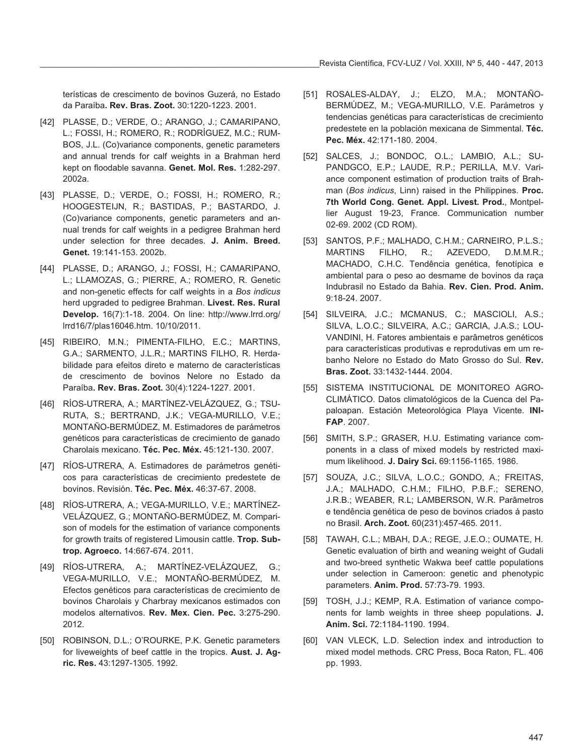terísticas de crescimento de bovinos Guzerá, no Estado da Paraíba**. Rev. Bras. Zoot.** 30:1220-1223. 2001.

[42] PLASSE, D.; VERDE, O.; ARANGO, J.; CAMARIPANO, L.; FOSSI, H.; ROMERO, R.; RODRÍGUEZ, M.C.; RUMBOS, J.L. (Co)variance components, genetic parameters and annual trends for calf weights in a Brahman herd kept on floodable savanna. **Genet. Mol. Res.** 1:282-297. 2002a.

[43] PLASSE, D.; VERDE, O.; FOSSI, H.; ROMERO, R.; HOOGESTEIJN, R.; BASTIDAS, P.; BASTARDO, J. (Co)variance components, genetic parameters and annual trends for calf weights in a pedigree Brahman herd under selection for three decades. **J. Anim. Breed. Genet.** 19:141-153. 2002b.

[44] PLASSE, D.; ARANGO, J.; FOSSI, H.; CAMARIPANO, L.; LLAMOZAS, G.; PIERRE, A.; ROMERO, R. Genetic and non-genetic effects for calf weights in a *Bos indicus* herd upgraded to pedigree Brahman. **Livest. Res. Rural Develop.** 16(7):1-18. 2004. On line: http://www.lrrd.org/lrrd16/7/plas16046.htm. 10/10/2011.

[45] RIBEIRO, M.N.; PIMENTA-FILHO, E.C.; MARTINS, G.A.; SARMENTO, J.L.R.; MARTINS FILHO, R. Herdabilidade para efeitos direto e materno de características de crescimento de bovinos Nelore no Estado da Paraíba**. Rev. Bras. Zoot.** 30(4):1224-1227. 2001.

[46] RÍOS-UTRERA, A.; MARTÍNEZ-VELÁZQUEZ, G.; TSURUTA, S.; BERTRAND, J.K.; VEGA-MURILLO, V.E.; MONTAÑO-BERMÚDEZ, M. Estimadores de parámetros genéticos para características de crecimiento de ganado Charolais mexicano. **Téc. Pec. Méx.** 45:121-130. 2007.

[47] RÍOS-UTRERA, A. Estimadores de parámetros genéticos para características de crecimiento predestete de bovinos. Revisión. **Téc. Pec. Méx.** 46:37-67. 2008.

[48] RÍOS-UTRERA, A.; VEGA-MURILLO, V.E.; MARTÍNEZ-VELÁZQUEZ, G.; MONTAÑO-BERMÚDEZ, M. Comparison of models for the estimation of variance components for growth traits of registered Limousin cattle. **Trop. Subtrop. Agroeco.** 14:667-674. 2011.

[49] RÍOS-UTRERA, A.; MARTÍNEZ-VELÁZQUEZ, G.; VEGA-MURILLO, V.E.; MONTAÑO-BERMÚDEZ, M. Efectos genéticos para características de crecimiento de bovinos Charolais y Charbray mexicanos estimados con modelos alternativos. **Rev. Mex. Cien. Pec.** 3:275-290. 2012.

[50] ROBINSON, D.L.; O'ROURKE, P.K. Genetic parameters for liveweights of beef cattle in the tropics. **Aust. J. Agric. Res.** 43:1297-1305. 1992.

[51] ROSALES-ALDAY, J.; ELZO, M.A.; MONTAÑO-BERMÚDEZ, M.; VEGA-MURILLO, V.E. Parámetros y tendencias genéticas para características de crecimiento predestete en la población mexicana de Simmental. **Téc. Pec. Méx.** 42:171-180. 2004.

[52] SALCES, J.; BONDOC, O.L.; LAMBIO, A.L.; SUPANDGCO, E.P.; LAUDE, R.P.; PERILLA, M.V. Variance component estimation of production traits of Brahman (*Bos indicus*, Linn) raised in the Philippines. **Proc. 7th World Cong. Genet. Appl. Livest. Prod.**, Montpellier August 19-23, France. Communication number 02-69. 2002 (CD ROM).

[53] SANTOS, P.F.; MALHADO, C.H.M.; CARNEIRO, P.L.S.; MARTINS FILHO, R.; AZEVEDO, D.M.M.R.; MACHADO, C.H.C. Tendência genética, fenotípica e ambiental para o peso ao desmame de bovinos da raça Indubrasil no Estado da Bahia. **Rev. Cien. Prod. Anim.** 9:18-24. 2007.

[54] SILVEIRA, J.C.; MCMANUS, C.; MASCIOLI, A.S.; SILVA, L.O.C.; SILVEIRA, A.C.; GARCIA, J.A.S.; LOUVANDINI, H. Fatores ambientais e parâmetros genéticos para características produtivas e reprodutivas em um rebanho Nelore no Estado do Mato Grosso do Sul. **Rev. Bras. Zoot.** 33:1432-1444. 2004.

[55] SISTEMA INSTITUCIONAL DE MONITOREO AGROCLIMÁTICO. Datos climatológicos de la Cuenca del Papaloapan. Estación Meteorológica Playa Vicente. **INIFAP**. 2007.

[56] SMITH, S.P.; GRASER, H.U. Estimating variance components in a class of mixed models by restricted maximum likelihood. **J. Dairy Sci.** 69:1156-1165. 1986.

[57] SOUZA, J.C.; SILVA, L.O.C.; GONDO, A.; FREITAS, J.A.; MALHADO, C.H.M.; FILHO, P.B.F.; SERENO, J.R.B.; WEABER, R.L; LAMBERSON, W.R. Parâmetros e tendência genética de peso de bovinos criados á pasto no Brasil. **Arch. Zoot.** 60(231):457-465. 2011.

[58] TAWAH, C.L.; MBAH, D.A.; REGE, J.E.O.; OUMATE, H. Genetic evaluation of birth and weaning weight of Gudali and two-breed synthetic Wakwa beef cattle populations under selection in Cameroon: genetic and phenotypic parameters. **Anim. Prod.** 57:73-79. 1993.

[59] TOSH, J.J.; KEMP, R.A. Estimation of variance components for lamb weights in three sheep populations. **J. Anim. Sci.** 72:1184-1190. 1994.

[60] VAN VLECK, L.D. Selection index and introduction to mixed model methods. CRC Press, Boca Raton, FL. 406 pp. 1993.